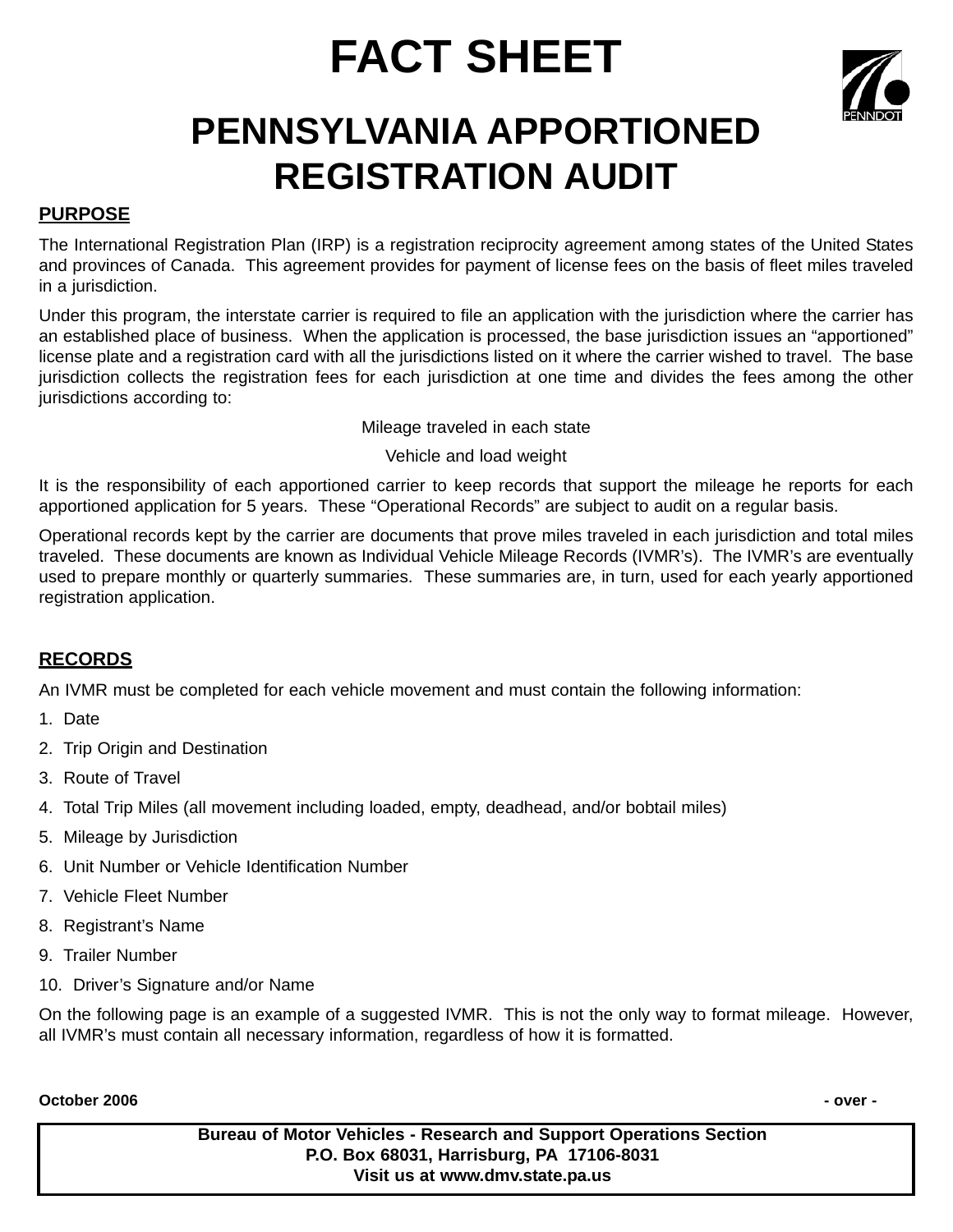# FACT SHEET

# PENNSYLVANIA APPORTIONED REGISTRATION AUDIT

## PURPOSE

The International Registration Plan (IRP) is a registration reciprocity agreement among states of the United States and provinces of Canada. This agreement provides for payment of license fees on the basis of fleet miles traveled in a jurisdiction.

Under this program, the interstate carrier is required to file an application with the jurisdiction where the carrier has an established place of business. When the application is processed, the base jurisdiction issues an "apportioned" license plate and a registration card with all the jurisdictions listed on it where the carrier wished to travel. The base jurisdiction collects the registration fees for each jurisdiction at one time and divides the fees among the other jurisdictions according to:

Mileage traveled in each state

Vehicle and load weight

It is the responsibility of each apportioned carrier to keep records that support the mileage he reports for each apportioned application for 5 years. These "Operational Records" are subject to audit on a regular basis.

Operational records kept by the carrier are documents that prove miles traveled in each jurisdiction and total miles traveled. These documents are known as Individual Vehicle Mileage Records (IVMR's). The IVMR's are eventually used to prepare monthly or quarterly summaries. These summaries are, in turn, used for each yearly apportioned registration application.

## RECORDS

An IVMR must be completed for each vehicle movement and must contain the following information:

1. Date
2. Trip Origin and Destination
3. Route of Travel
4. Total Trip Miles (all movement including loaded, empty, deadhead, and/or bobtail miles)
5. Mileage by Jurisdiction
6. Unit Number or Vehicle Identification Number
7. Vehicle Fleet Number
8. Registrant's Name
9. Trailer Number
10. Driver's Signature and/or Name

On the following page is an example of a suggested IVMR. This is not the only way to format mileage. However, all IVMR's must contain all necessary information, regardless of how it is formatted.

**October 2006** **- over -**

**Bureau of Motor Vehicles - Research and Support Operations Section**
**P.O. Box 68031, Harrisburg, PA 17106-8031**
**Visit us at www.dmv.state.pa.us**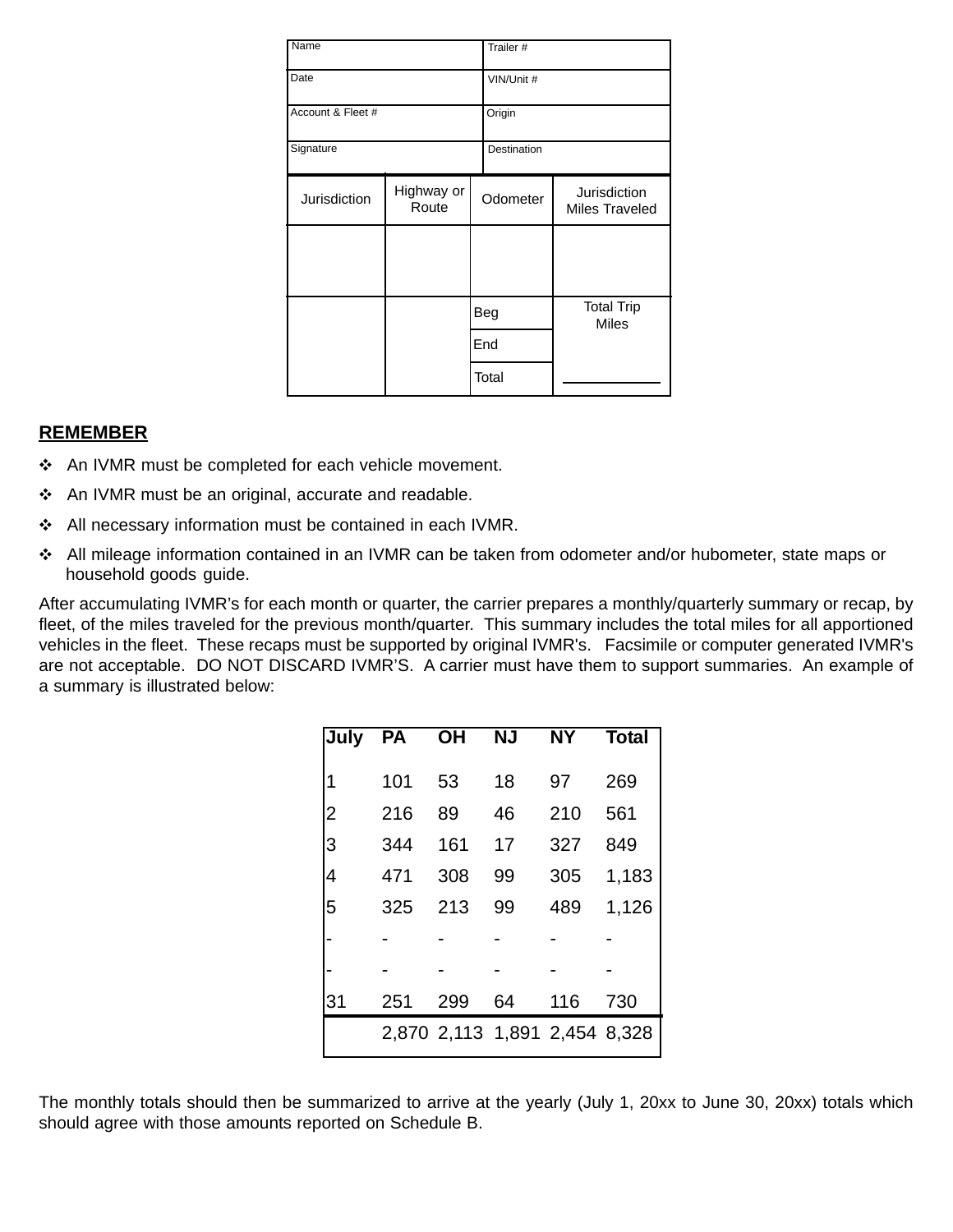| Name | | Trailer # | |
|---|---|---|---|
| Date | | VIN/Unit # | |
| Account & Fleet # | | Origin | |
| Signature | | Destination | |
| **Jurisdiction** | **Highway or Route** | **Odometer** | **Jurisdiction Miles Traveled** |
| | | | |
| | | Beg | Total Trip Miles |
| | | End | |
| | | Total | ____________ |

**REMEMBER**

- An IVMR must be completed for each vehicle movement.
- An IVMR must be an original, accurate and readable.
- All necessary information must be contained in each IVMR.
- All mileage information contained in an IVMR can be taken from odometer and/or hubometer, state maps or household goods guide.

After accumulating IVMR's for each month or quarter, the carrier prepares a monthly/quarterly summary or recap, by fleet, of the miles traveled for the previous month/quarter. This summary includes the total miles for all apportioned vehicles in the fleet. These recaps must be supported by original IVMR's. Facsimile or computer generated IVMR's are not acceptable. DO NOT DISCARD IVMR'S. A carrier must have them to support summaries. An example of a summary is illustrated below:

| July | PA | OH | NJ | NY | Total |
|---|---|---|---|---|---|
| 1 | 101 | 53 | 18 | 97 | 269 |
| 2 | 216 | 89 | 46 | 210 | 561 |
| 3 | 344 | 161 | 17 | 327 | 849 |
| 4 | 471 | 308 | 99 | 305 | 1,183 |
| 5 | 325 | 213 | 99 | 489 | 1,126 |
| - | - | - | - | - | - |
| - | - | - | - | - | - |
| 31 | 251 | 299 | 64 | 116 | 730 |
| | 2,870 | 2,113 | 1,891 | 2,454 | 8,328 |

The monthly totals should then be summarized to arrive at the yearly (July 1, 20xx to June 30, 20xx) totals which should agree with those amounts reported on Schedule B.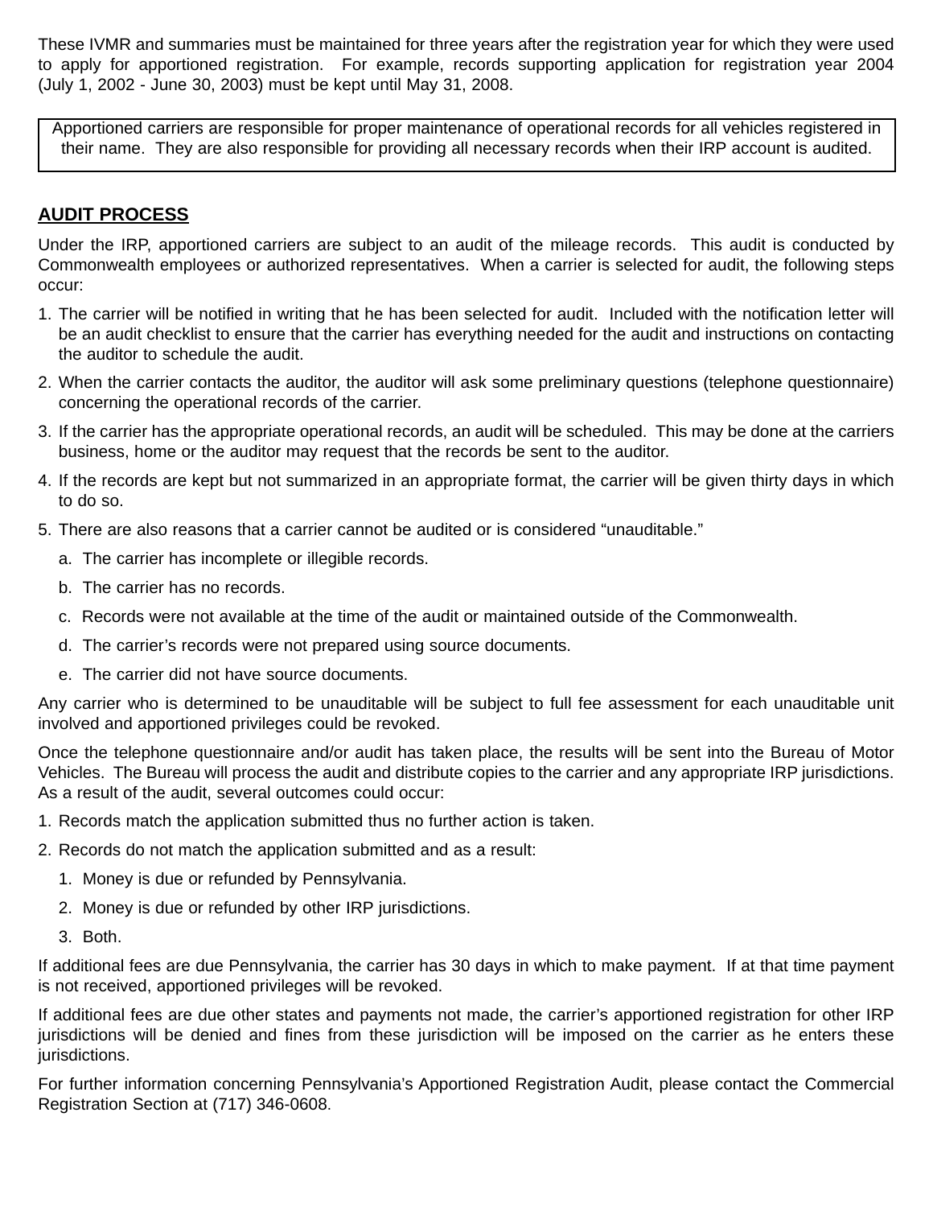These IVMR and summaries must be maintained for three years after the registration year for which they were used to apply for apportioned registration. For example, records supporting application for registration year 2004 (July 1, 2002 - June 30, 2003) must be kept until May 31, 2008.

> Apportioned carriers are responsible for proper maintenance of operational records for all vehicles registered in their name. They are also responsible for providing all necessary records when their IRP account is audited.

## AUDIT PROCESS

Under the IRP, apportioned carriers are subject to an audit of the mileage records. This audit is conducted by Commonwealth employees or authorized representatives. When a carrier is selected for audit, the following steps occur:

1. The carrier will be notified in writing that he has been selected for audit. Included with the notification letter will be an audit checklist to ensure that the carrier has everything needed for the audit and instructions on contacting the auditor to schedule the audit.
2. When the carrier contacts the auditor, the auditor will ask some preliminary questions (telephone questionnaire) concerning the operational records of the carrier.
3. If the carrier has the appropriate operational records, an audit will be scheduled. This may be done at the carriers business, home or the auditor may request that the records be sent to the auditor.
4. If the records are kept but not summarized in an appropriate format, the carrier will be given thirty days in which to do so.
5. There are also reasons that a carrier cannot be audited or is considered "unauditable."
   a. The carrier has incomplete or illegible records.
   b. The carrier has no records.
   c. Records were not available at the time of the audit or maintained outside of the Commonwealth.
   d. The carrier's records were not prepared using source documents.
   e. The carrier did not have source documents.

Any carrier who is determined to be unauditable will be subject to full fee assessment for each unauditable unit involved and apportioned privileges could be revoked.

Once the telephone questionnaire and/or audit has taken place, the results will be sent into the Bureau of Motor Vehicles. The Bureau will process the audit and distribute copies to the carrier and any appropriate IRP jurisdictions. As a result of the audit, several outcomes could occur:

1. Records match the application submitted thus no further action is taken.
2. Records do not match the application submitted and as a result:
   1. Money is due or refunded by Pennsylvania.
   2. Money is due or refunded by other IRP jurisdictions.
   3. Both.

If additional fees are due Pennsylvania, the carrier has 30 days in which to make payment. If at that time payment is not received, apportioned privileges will be revoked.

If additional fees are due other states and payments not made, the carrier's apportioned registration for other IRP jurisdictions will be denied and fines from these jurisdiction will be imposed on the carrier as he enters these jurisdictions.

For further information concerning Pennsylvania's Apportioned Registration Audit, please contact the Commercial Registration Section at (717) 346-0608.